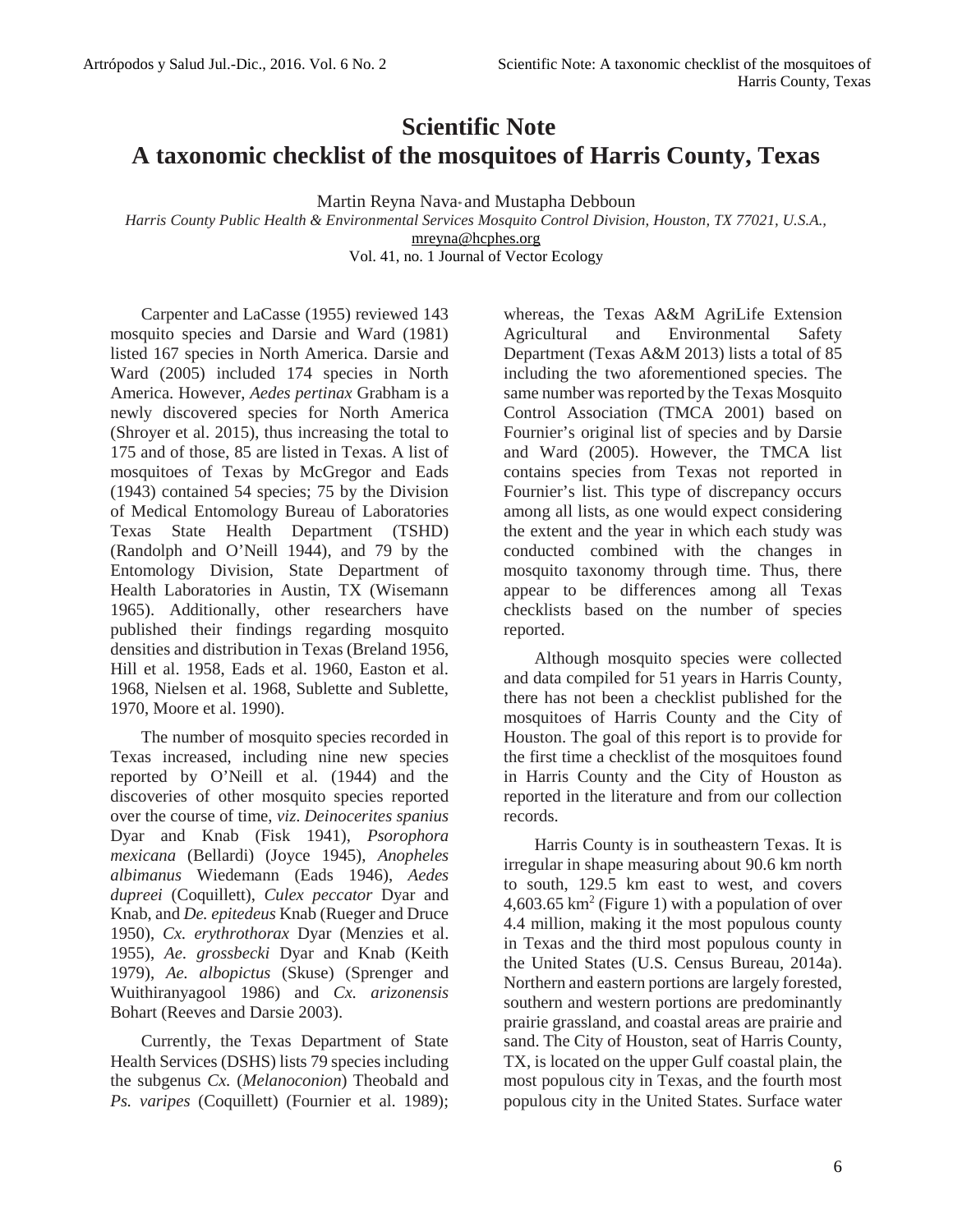# Scientific Note
# A taxonomic checklist of the mosquitoes of Harris County, Texas

Martin Reyna Nava* and Mustapha Debboun

*Harris County Public Health & Environmental Services Mosquito Control Division, Houston, TX 77021, U.S.A.,*
mreyna@hcphes.org

Vol. 41, no. 1 Journal of Vector Ecology

Carpenter and LaCasse (1955) reviewed 143 mosquito species and Darsie and Ward (1981) listed 167 species in North America. Darsie and Ward (2005) included 174 species in North America. However, *Aedes pertinax* Grabham is a newly discovered species for North America (Shroyer et al. 2015), thus increasing the total to 175 and of those, 85 are listed in Texas. A list of mosquitoes of Texas by McGregor and Eads (1943) contained 54 species; 75 by the Division of Medical Entomology Bureau of Laboratories Texas State Health Department (TSHD) (Randolph and O'Neill 1944), and 79 by the Entomology Division, State Department of Health Laboratories in Austin, TX (Wisemann 1965). Additionally, other researchers have published their findings regarding mosquito densities and distribution in Texas (Breland 1956, Hill et al. 1958, Eads et al. 1960, Easton et al. 1968, Nielsen et al. 1968, Sublette and Sublette, 1970, Moore et al. 1990).

The number of mosquito species recorded in Texas increased, including nine new species reported by O'Neill et al. (1944) and the discoveries of other mosquito species reported over the course of time, *viz*. *Deinocerites spanius* Dyar and Knab (Fisk 1941), *Psorophora mexicana* (Bellardi) (Joyce 1945), *Anopheles albimanus* Wiedemann (Eads 1946), *Aedes dupreei* (Coquillett), *Culex peccator* Dyar and Knab, and *De. epitedeus* Knab (Rueger and Druce 1950), *Cx. erythrothorax* Dyar (Menzies et al. 1955), *Ae. grossbecki* Dyar and Knab (Keith 1979), *Ae. albopictus* (Skuse) (Sprenger and Wuithiranyagool 1986) and *Cx. arizonensis* Bohart (Reeves and Darsie 2003).

Currently, the Texas Department of State Health Services (DSHS) lists 79 species including the subgenus *Cx.* (*Melanoconion*) Theobald and *Ps. varipes* (Coquillett) (Fournier et al. 1989); whereas, the Texas A&M AgriLife Extension Agricultural and Environmental Safety Department (Texas A&M 2013) lists a total of 85 including the two aforementioned species. The same number was reported by the Texas Mosquito Control Association (TMCA 2001) based on Fournier's original list of species and by Darsie and Ward (2005). However, the TMCA list contains species from Texas not reported in Fournier's list. This type of discrepancy occurs among all lists, as one would expect considering the extent and the year in which each study was conducted combined with the changes in mosquito taxonomy through time. Thus, there appear to be differences among all Texas checklists based on the number of species reported.

Although mosquito species were collected and data compiled for 51 years in Harris County, there has not been a checklist published for the mosquitoes of Harris County and the City of Houston. The goal of this report is to provide for the first time a checklist of the mosquitoes found in Harris County and the City of Houston as reported in the literature and from our collection records.

Harris County is in southeastern Texas. It is irregular in shape measuring about 90.6 km north to south, 129.5 km east to west, and covers 4,603.65 $km^2$ (Figure 1) with a population of over 4.4 million, making it the most populous county in Texas and the third most populous county in the United States (U.S. Census Bureau, 2014a). Northern and eastern portions are largely forested, southern and western portions are predominantly prairie grassland, and coastal areas are prairie and sand. The City of Houston, seat of Harris County, TX, is located on the upper Gulf coastal plain, the most populous city in Texas, and the fourth most populous city in the United States. Surface water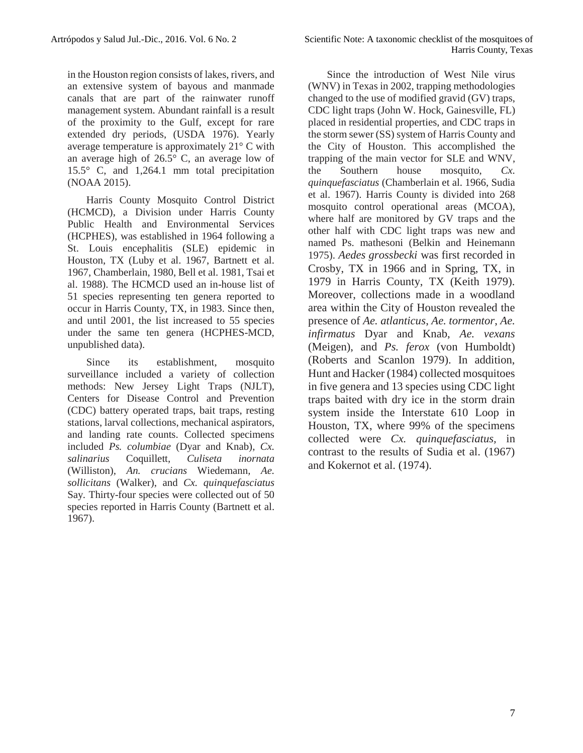in the Houston region consists of lakes, rivers, and an extensive system of bayous and manmade canals that are part of the rainwater runoff management system. Abundant rainfall is a result of the proximity to the Gulf, except for rare extended dry periods, (USDA 1976). Yearly average temperature is approximately 21° C with an average high of 26.5° C, an average low of 15.5° C, and 1,264.1 mm total precipitation (NOAA 2015).

Harris County Mosquito Control District (HCMCD), a Division under Harris County Public Health and Environmental Services (HCPHES), was established in 1964 following a St. Louis encephalitis (SLE) epidemic in Houston, TX (Luby et al. 1967, Bartnett et al. 1967, Chamberlain, 1980, Bell et al. 1981, Tsai et al. 1988). The HCMCD used an in-house list of 51 species representing ten genera reported to occur in Harris County, TX, in 1983. Since then, and until 2001, the list increased to 55 species under the same ten genera (HCPHES-MCD, unpublished data).

Since its establishment, mosquito surveillance included a variety of collection methods: New Jersey Light Traps (NJLT), Centers for Disease Control and Prevention (CDC) battery operated traps, bait traps, resting stations, larval collections, mechanical aspirators, and landing rate counts. Collected specimens included *Ps. columbiae* (Dyar and Knab), *Cx. salinarius* Coquillett, *Culiseta inornata* (Williston), *An. crucians* Wiedemann, *Ae. sollicitans* (Walker), and *Cx. quinquefasciatus* Say. Thirty-four species were collected out of 50 species reported in Harris County (Bartnett et al. 1967).

Since the introduction of West Nile virus (WNV) in Texas in 2002, trapping methodologies changed to the use of modified gravid (GV) traps, CDC light traps (John W. Hock, Gainesville, FL) placed in residential properties, and CDC traps in the storm sewer (SS) system of Harris County and the City of Houston. This accomplished the trapping of the main vector for SLE and WNV, the Southern house mosquito, *Cx. quinquefasciatus* (Chamberlain et al. 1966, Sudia et al. 1967). Harris County is divided into 268 mosquito control operational areas (MCOA), where half are monitored by GV traps and the other half with CDC light traps was new and named Ps. mathesoni (Belkin and Heinemann 1975). *Aedes grossbecki* was first recorded in Crosby, TX in 1966 and in Spring, TX, in 1979 in Harris County, TX (Keith 1979). Moreover, collections made in a woodland area within the City of Houston revealed the presence of *Ae. atlanticus*, *Ae. tormentor*, *Ae. infirmatus* Dyar and Knab, *Ae. vexans* (Meigen), and *Ps. ferox* (von Humboldt) (Roberts and Scanlon 1979). In addition, Hunt and Hacker (1984) collected mosquitoes in five genera and 13 species using CDC light traps baited with dry ice in the storm drain system inside the Interstate 610 Loop in Houston, TX, where 99% of the specimens collected were *Cx. quinquefasciatus*, in contrast to the results of Sudia et al. (1967) and Kokernot et al. (1974).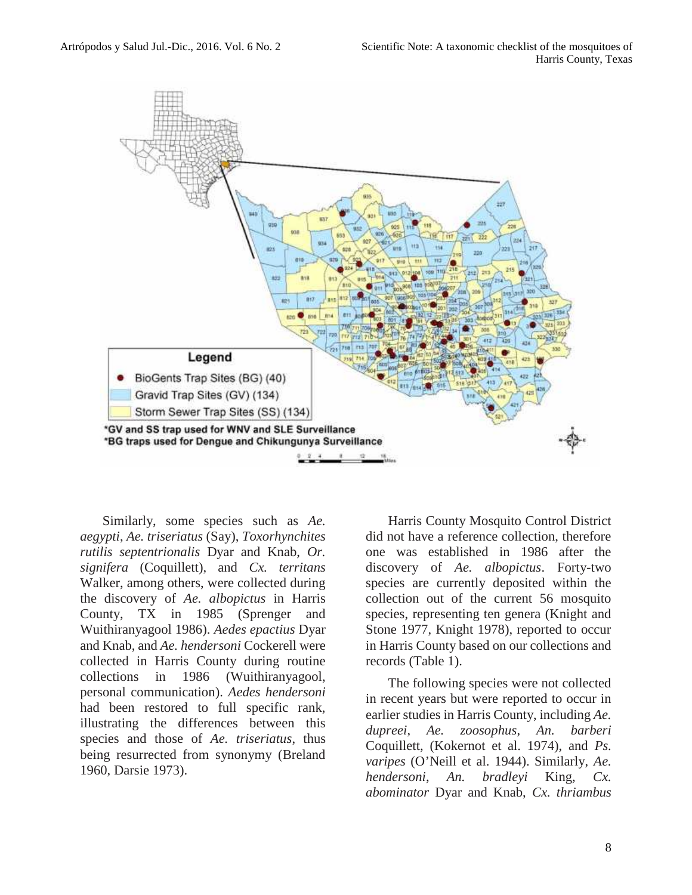Similarly, some species such as *Ae. aegypti*, *Ae. triseriatus* (Say), *Toxorhynchites rutilis septentrionalis* Dyar and Knab, *Or. signifera* (Coquillett), and *Cx. territans* Walker, among others, were collected during the discovery of *Ae. albopictus* in Harris County, TX in 1985 (Sprenger and Wuithiranyagool 1986). *Aedes epactius* Dyar and Knab, and *Ae. hendersoni* Cockerell were collected in Harris County during routine collections in 1986 (Wuithiranyagool, personal communication). *Aedes hendersoni* had been restored to full specific rank, illustrating the differences between this species and those of *Ae. triseriatus*, thus being resurrected from synonymy (Breland 1960, Darsie 1973).

Harris County Mosquito Control District did not have a reference collection, therefore one was established in 1986 after the discovery of *Ae. albopictus*. Forty-two species are currently deposited within the collection out of the current 56 mosquito species, representing ten genera (Knight and Stone 1977, Knight 1978), reported to occur in Harris County based on our collections and records (Table 1).

The following species were not collected in recent years but were reported to occur in earlier studies in Harris County, including *Ae. dupreei*, *Ae. zoosophus*, *An. barberi* Coquillett, (Kokernot et al. 1974), and *Ps. varipes* (O'Neill et al. 1944). Similarly, *Ae. hendersoni*, *An. bradleyi* King, *Cx. abominator* Dyar and Knab, *Cx. thriambus*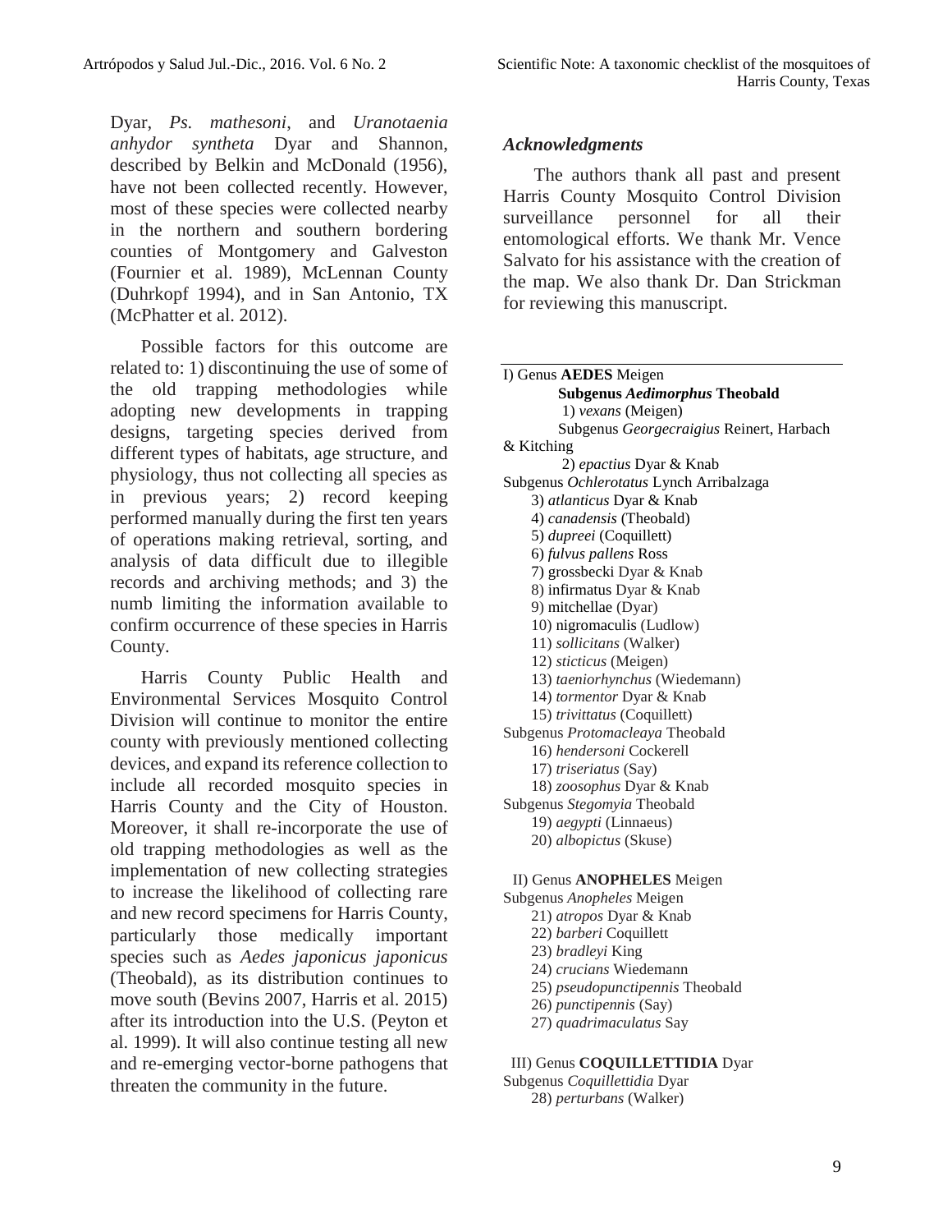Dyar, *Ps. mathesoni*, and *Uranotaenia anhydor syntheta* Dyar and Shannon, described by Belkin and McDonald (1956), have not been collected recently. However, most of these species were collected nearby in the northern and southern bordering counties of Montgomery and Galveston (Fournier et al. 1989), McLennan County (Duhrkopf 1994), and in San Antonio, TX (McPhatter et al. 2012).

Possible factors for this outcome are related to: 1) discontinuing the use of some of the old trapping methodologies while adopting new developments in trapping designs, targeting species derived from different types of habitats, age structure, and physiology, thus not collecting all species as in previous years; 2) record keeping performed manually during the first ten years of operations making retrieval, sorting, and analysis of data difficult due to illegible records and archiving methods; and 3) the numb limiting the information available to confirm occurrence of these species in Harris County.

Harris County Public Health and Environmental Services Mosquito Control Division will continue to monitor the entire county with previously mentioned collecting devices, and expand its reference collection to include all recorded mosquito species in Harris County and the City of Houston. Moreover, it shall re-incorporate the use of old trapping methodologies as well as the implementation of new collecting strategies to increase the likelihood of collecting rare and new record specimens for Harris County, particularly those medically important species such as *Aedes japonicus japonicus* (Theobald), as its distribution continues to move south (Bevins 2007, Harris et al. 2015) after its introduction into the U.S. (Peyton et al. 1999). It will also continue testing all new and re-emerging vector-borne pathogens that threaten the community in the future.

### *Acknowledgments*

The authors thank all past and present Harris County Mosquito Control Division surveillance personnel for all their entomological efforts. We thank Mr. Vence Salvato for his assistance with the creation of the map. We also thank Dr. Dan Strickman for reviewing this manuscript.

---

I) Genus **AEDES** Meigen

**Subgenus *Aedimorphus* Theobald**

1) *vexans* (Meigen)

Subgenus *Georgecraigius* Reinert, Harbach & Kitching

2) *epactius* Dyar & Knab

Subgenus *Ochlerotatus* Lynch Arribalzaga

3) *atlanticus* Dyar & Knab
4) *canadensis* (Theobald)
5) *dupreei* (Coquillett)
6) *fulvus pallens* Ross
7) grossbecki Dyar & Knab
8) infirmatus Dyar & Knab
9) mitchellae (Dyar)
10) nigromaculis (Ludlow)
11) *sollicitans* (Walker)
12) *sticticus* (Meigen)
13) *taeniorhynchus* (Wiedemann)
14) *tormentor* Dyar & Knab
15) *trivittatus* (Coquillett)

Subgenus *Protomacleaya* Theobald

16) *hendersoni* Cockerell
17) *triseriatus* (Say)
18) *zoosophus* Dyar & Knab

Subgenus *Stegomyia* Theobald

19) *aegypti* (Linnaeus)
20) *albopictus* (Skuse)

II) Genus **ANOPHELES** Meigen

Subgenus *Anopheles* Meigen

21) *atropos* Dyar & Knab
22) *barberi* Coquillett
23) *bradleyi* King
24) *crucians* Wiedemann
25) *pseudopunctipennis* Theobald
26) *punctipennis* (Say)
27) *quadrimaculatus* Say

III) Genus **COQUILLETTIDIA** Dyar

Subgenus *Coquillettidia* Dyar

28) *perturbans* (Walker)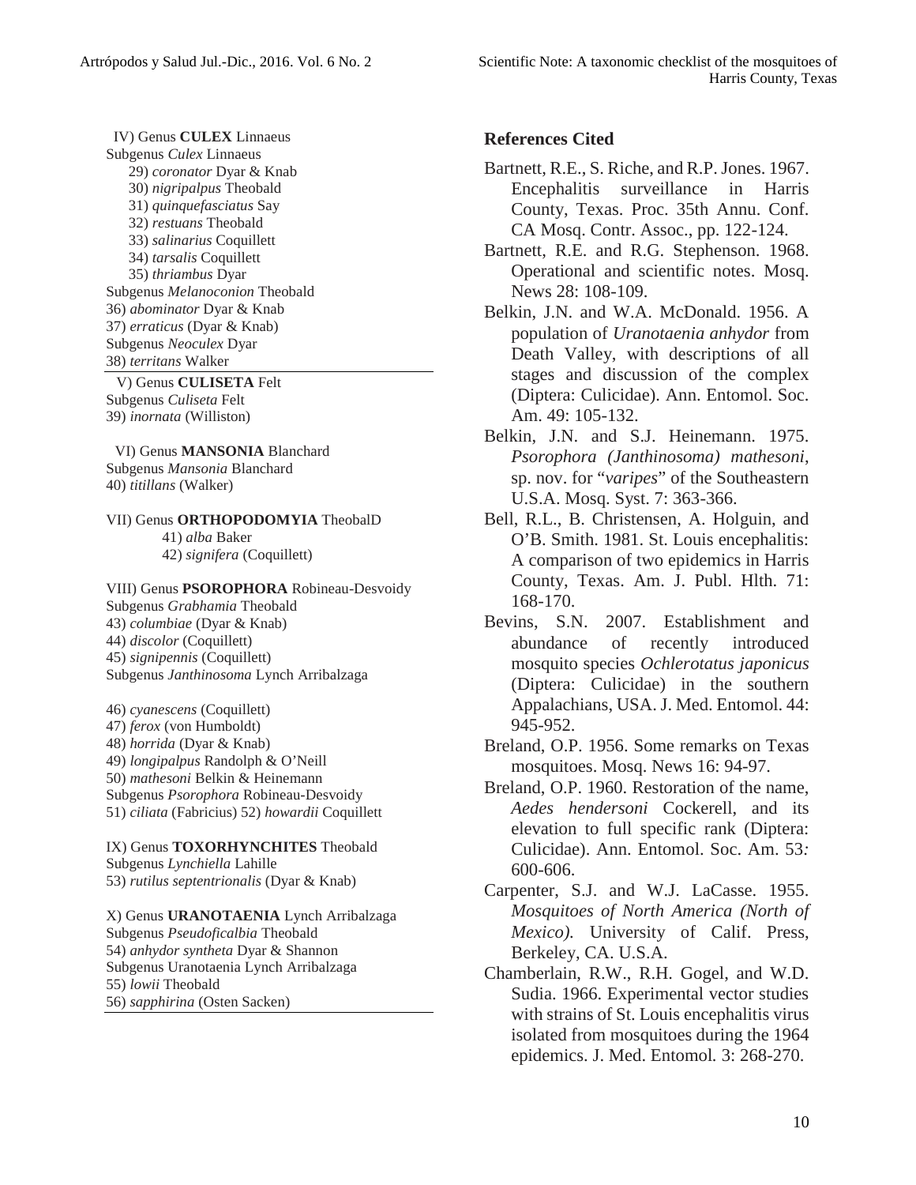IV) Genus **CULEX** Linnaeus

Subgenus *Culex* Linnaeus

29) *coronator* Dyar & Knab
30) *nigripalpus* Theobald
31) *quinquefasciatus* Say
32) *restuans* Theobald
33) *salinarius* Coquillett
34) *tarsalis* Coquillett
35) *thriambus* Dyar

Subgenus *Melanoconion* Theobald

36) *abominator* Dyar & Knab
37) *erraticus* (Dyar & Knab)

Subgenus *Neoculex* Dyar

38) *territans* Walker

V) Genus **CULISETA** Felt

Subgenus *Culiseta* Felt

39) *inornata* (Williston)

VI) Genus **MANSONIA** Blanchard

Subgenus *Mansonia* Blanchard

40) *titillans* (Walker)

VII) Genus **ORTHOPODOMYIA** TheobalD

41) *alba* Baker
42) *signifera* (Coquillett)

VIII) Genus **PSOROPHORA** Robineau-Desvoidy

Subgenus *Grabhamia* Theobald

43) *columbiae* (Dyar & Knab)
44) *discolor* (Coquillett)
45) *signipennis* (Coquillett)

Subgenus *Janthinosoma* Lynch Arribalzaga

46) *cyanescens* (Coquillett)
47) *ferox* (von Humboldt)
48) *horrida* (Dyar & Knab)
49) *longipalpus* Randolph & O'Neill
50) *mathesoni* Belkin & Heinemann

Subgenus *Psorophora* Robineau-Desvoidy

51) *ciliata* (Fabricius) 52) *howardii* Coquillett

IX) Genus **TOXORHYNCHITES** Theobald

Subgenus *Lynchiella* Lahille

53) *rutilus septentrionalis* (Dyar & Knab)

X) Genus **URANOTAENIA** Lynch Arribalzaga

Subgenus *Pseudoficalbia* Theobald

54) *anhydor syntheta* Dyar & Shannon

Subgenus Uranotaenia Lynch Arribalzaga

55) *lowii* Theobald
56) *sapphirina* (Osten Sacken)

## References Cited

Bartnett, R.E., S. Riche, and R.P. Jones. 1967. Encephalitis surveillance in Harris County, Texas. Proc. 35th Annu. Conf. CA Mosq. Contr. Assoc., pp. 122-124.

Bartnett, R.E. and R.G. Stephenson. 1968. Operational and scientific notes. Mosq. News 28: 108-109.

Belkin, J.N. and W.A. McDonald. 1956. A population of *Uranotaenia anhydor* from Death Valley, with descriptions of all stages and discussion of the complex (Diptera: Culicidae). Ann. Entomol. Soc. Am. 49: 105-132.

Belkin, J.N. and S.J. Heinemann. 1975. *Psorophora (Janthinosoma) mathesoni*, sp. nov. for "*varipes*" of the Southeastern U.S.A. Mosq. Syst. 7: 363-366.

Bell, R.L., B. Christensen, A. Holguin, and O'B. Smith. 1981. St. Louis encephalitis: A comparison of two epidemics in Harris County, Texas. Am. J. Publ. Hlth. 71: 168-170.

Bevins, S.N. 2007. Establishment and abundance of recently introduced mosquito species *Ochlerotatus japonicus* (Diptera: Culicidae) in the southern Appalachians, USA. J. Med. Entomol. 44: 945-952.

Breland, O.P. 1956. Some remarks on Texas mosquitoes. Mosq. News 16: 94-97.

Breland, O.P. 1960. Restoration of the name, *Aedes hendersoni* Cockerell, and its elevation to full specific rank (Diptera: Culicidae). Ann. Entomol. Soc. Am. 53: 600-606.

Carpenter, S.J. and W.J. LaCasse. 1955. *Mosquitoes of North America (North of Mexico).* University of Calif. Press, Berkeley, CA. U.S.A.

Chamberlain, R.W., R.H. Gogel, and W.D. Sudia. 1966. Experimental vector studies with strains of St. Louis encephalitis virus isolated from mosquitoes during the 1964 epidemics. J. Med. Entomol. 3: 268-270.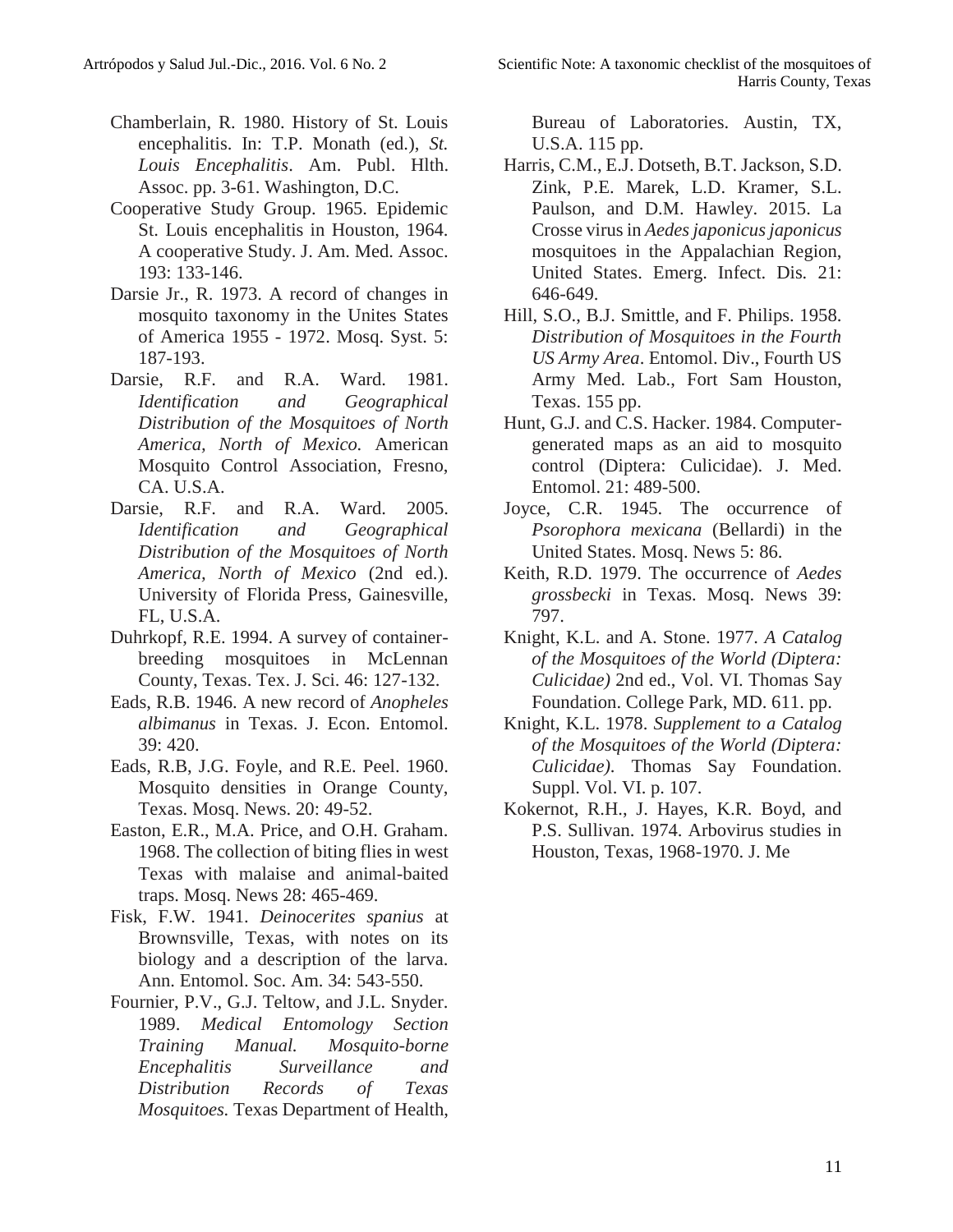Chamberlain, R. 1980. History of St. Louis encephalitis. In: T.P. Monath (ed.), *St. Louis Encephalitis*. Am. Publ. Hlth. Assoc. pp. 3-61. Washington, D.C.

Cooperative Study Group. 1965. Epidemic St. Louis encephalitis in Houston, 1964. A cooperative Study. J. Am. Med. Assoc. 193: 133-146.

Darsie Jr., R. 1973. A record of changes in mosquito taxonomy in the Unites States of America 1955 - 1972. Mosq. Syst. 5: 187-193.

Darsie, R.F. and R.A. Ward. 1981. *Identification and Geographical Distribution of the Mosquitoes of North America, North of Mexico.* American Mosquito Control Association, Fresno, CA. U.S.A.

Darsie, R.F. and R.A. Ward. 2005. *Identification and Geographical Distribution of the Mosquitoes of North America, North of Mexico* (2nd ed.). University of Florida Press, Gainesville, FL, U.S.A.

Duhrkopf, R.E. 1994. A survey of container-breeding mosquitoes in McLennan County, Texas. Tex. J. Sci. 46: 127-132.

Eads, R.B. 1946. A new record of *Anopheles albimanus* in Texas. J. Econ. Entomol. 39: 420.

Eads, R.B, J.G. Foyle, and R.E. Peel. 1960. Mosquito densities in Orange County, Texas. Mosq. News. 20: 49-52.

Easton, E.R., M.A. Price, and O.H. Graham. 1968. The collection of biting flies in west Texas with malaise and animal-baited traps. Mosq. News 28: 465-469.

Fisk, F.W. 1941. *Deinocerites spanius* at Brownsville, Texas, with notes on its biology and a description of the larva. Ann. Entomol. Soc. Am. 34: 543-550.

Fournier, P.V., G.J. Teltow, and J.L. Snyder. 1989. *Medical Entomology Section Training Manual. Mosquito-borne Encephalitis Surveillance and Distribution Records of Texas Mosquitoes.* Texas Department of Health, Bureau of Laboratories. Austin, TX, U.S.A. 115 pp.

Harris, C.M., E.J. Dotseth, B.T. Jackson, S.D. Zink, P.E. Marek, L.D. Kramer, S.L. Paulson, and D.M. Hawley. 2015. La Crosse virus in *Aedes japonicus japonicus* mosquitoes in the Appalachian Region, United States. Emerg. Infect. Dis. 21: 646-649.

Hill, S.O., B.J. Smittle, and F. Philips. 1958. *Distribution of Mosquitoes in the Fourth US Army Area*. Entomol. Div., Fourth US Army Med. Lab., Fort Sam Houston, Texas. 155 pp.

Hunt, G.J. and C.S. Hacker. 1984. Computer-generated maps as an aid to mosquito control (Diptera: Culicidae). J. Med. Entomol. 21: 489-500.

Joyce, C.R. 1945. The occurrence of *Psorophora mexicana* (Bellardi) in the United States. Mosq. News 5: 86.

Keith, R.D. 1979. The occurrence of *Aedes grossbecki* in Texas. Mosq. News 39: 797.

Knight, K.L. and A. Stone. 1977. *A Catalog of the Mosquitoes of the World (Diptera: Culicidae)* 2nd ed., Vol. VI. Thomas Say Foundation. College Park, MD. 611. pp.

Knight, K.L. 1978. *Supplement to a Catalog of the Mosquitoes of the World (Diptera: Culicidae)*. Thomas Say Foundation. Suppl. Vol. VI. p. 107.

Kokernot, R.H., J. Hayes, K.R. Boyd, and P.S. Sullivan. 1974. Arbovirus studies in Houston, Texas, 1968-1970. J. Me